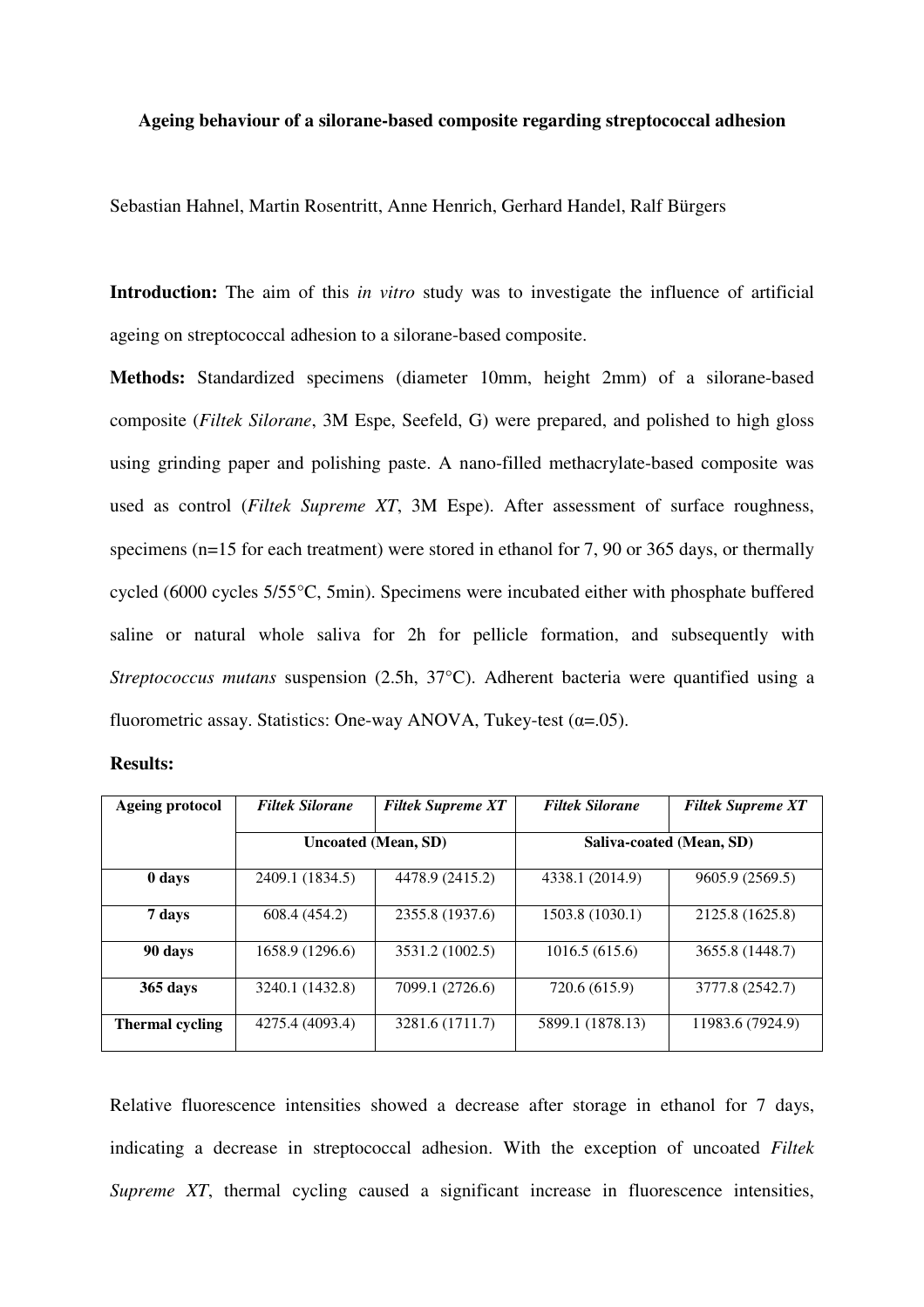**Ageing behaviour of a silorane-based composite regarding streptococcal adhesion**

Sebastian Hahnel, Martin Rosentritt, Anne Henrich, Gerhard Handel, Ralf Bürgers

**Introduction:** The aim of this *in vitro* study was to investigate the influence of artificial ageing on streptococcal adhesion to a silorane-based composite.

**Methods:** Standardized specimens (diameter 10mm, height 2mm) of a silorane-based composite (*Filtek Silorane*, 3M Espe, Seefeld, G) were prepared, and polished to high gloss using grinding paper and polishing paste. A nano-filled methacrylate-based composite was used as control (*Filtek Supreme XT*, 3M Espe). After assessment of surface roughness, specimens (n=15 for each treatment) were stored in ethanol for 7, 90 or 365 days, or thermally cycled (6000 cycles 5/55°C, 5min). Specimens were incubated either with phosphate buffered saline or natural whole saliva for 2h for pellicle formation, and subsequently with *Streptococcus mutans* suspension (2.5h, 37°C). Adherent bacteria were quantified using a fluorometric assay. Statistics: One-way ANOVA, Tukey-test (α=.05).

**Results:**

| Ageing protocol | *Filtek Silorane* | *Filtek Supreme XT* | *Filtek Silorane* | *Filtek Supreme XT* |
|---|---|---|---|---|
| | Uncoated (Mean, SD) | | Saliva-coated (Mean, SD) | |
| **0 days** | 2409.1 (1834.5) | 4478.9 (2415.2) | 4338.1 (2014.9) | 9605.9 (2569.5) |
| **7 days** | 608.4 (454.2) | 2355.8 (1937.6) | 1503.8 (1030.1) | 2125.8 (1625.8) |
| **90 days** | 1658.9 (1296.6) | 3531.2 (1002.5) | 1016.5 (615.6) | 3655.8 (1448.7) |
| **365 days** | 3240.1 (1432.8) | 7099.1 (2726.6) | 720.6 (615.9) | 3777.8 (2542.7) |
| **Thermal cycling** | 4275.4 (4093.4) | 3281.6 (1711.7) | 5899.1 (1878.13) | 11983.6 (7924.9) |

Relative fluorescence intensities showed a decrease after storage in ethanol for 7 days, indicating a decrease in streptococcal adhesion. With the exception of uncoated *Filtek Supreme XT*, thermal cycling caused a significant increase in fluorescence intensities,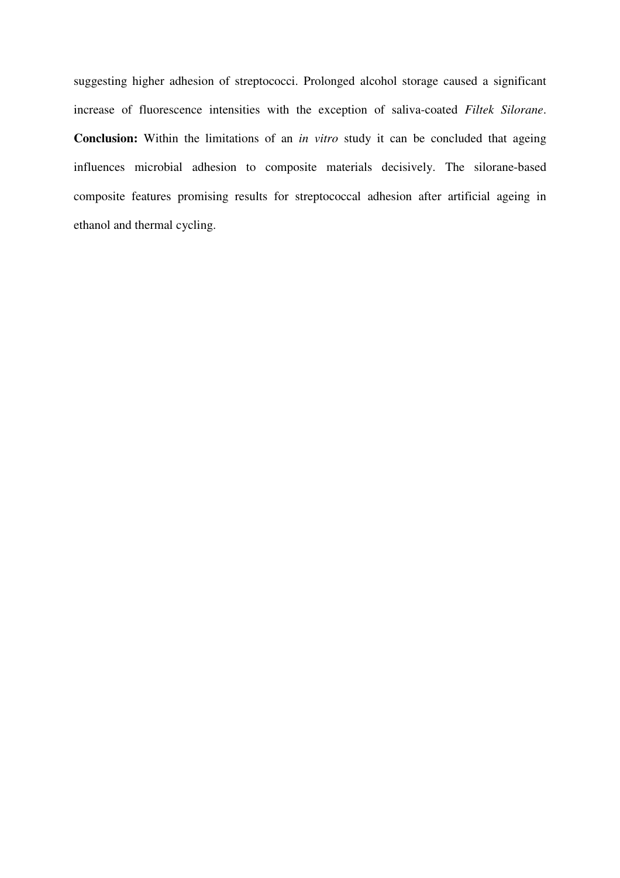suggesting higher adhesion of streptococci. Prolonged alcohol storage caused a significant increase of fluorescence intensities with the exception of saliva-coated *Filtek Silorane*.
**Conclusion:** Within the limitations of an *in vitro* study it can be concluded that ageing influences microbial adhesion to composite materials decisively. The silorane-based composite features promising results for streptococcal adhesion after artificial ageing in ethanol and thermal cycling.